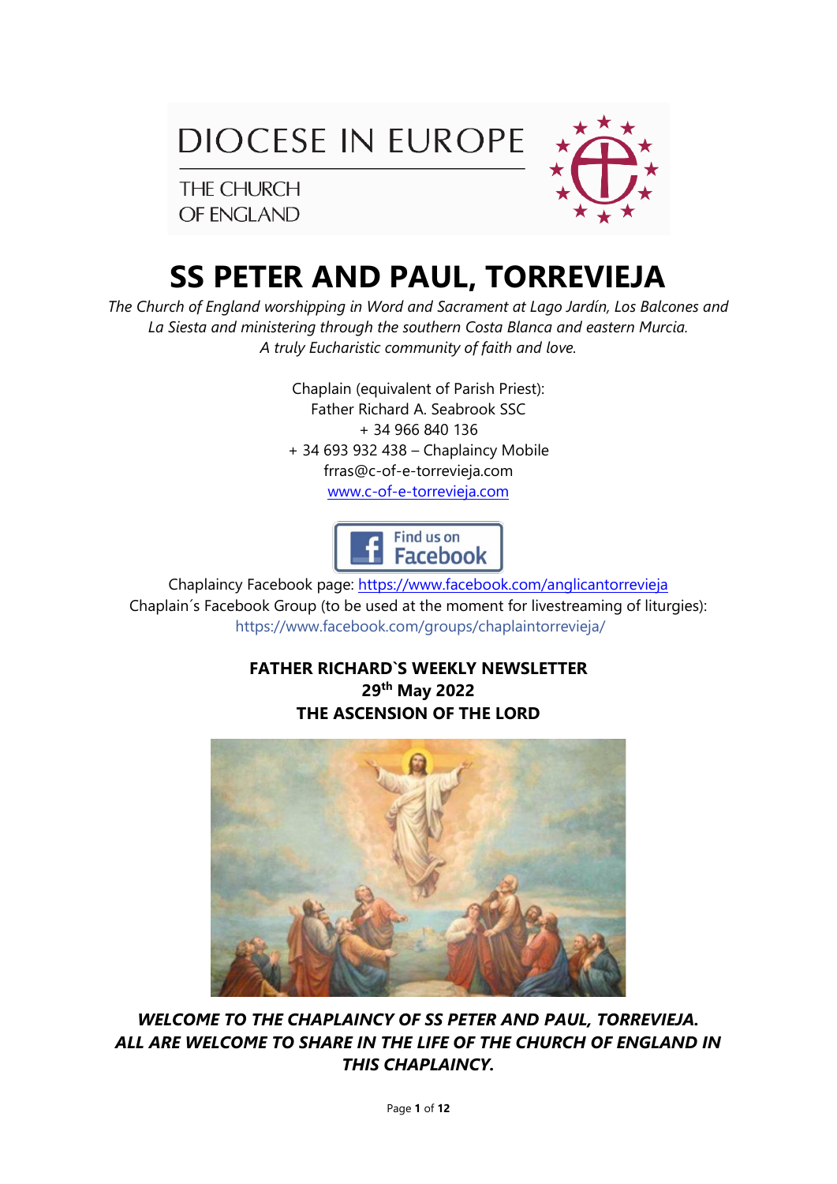DIOCESE IN EUROPE

THE CHURCH OF ENGLAND

# SS PETER AND PAUL, TORREVIEJA

*The Church of England worshipping in Word and Sacrament at Lago Jardín, Los Balcones and La Siesta and ministering through the southern Costa Blanca and eastern Murcia.*
*A truly Eucharistic community of faith and love.*

Chaplain (equivalent of Parish Priest):
Father Richard A. Seabrook SSC
+ 34 966 840 136
+ 34 693 932 438 – Chaplaincy Mobile
frras@c-of-e-torrevieja.com
www.c-of-e-torrevieja.com

Find us on Facebook

Chaplaincy Facebook page: https://www.facebook.com/anglicantorrevieja
Chaplain´s Facebook Group (to be used at the moment for livestreaming of liturgies): https://www.facebook.com/groups/chaplaintorrevieja/

**FATHER RICHARD`S WEEKLY NEWSLETTER**
**29th May 2022**
**THE ASCENSION OF THE LORD**

***WELCOME TO THE CHAPLAINCY OF SS PETER AND PAUL, TORREVIEJA. ALL ARE WELCOME TO SHARE IN THE LIFE OF THE CHURCH OF ENGLAND IN THIS CHAPLAINCY.***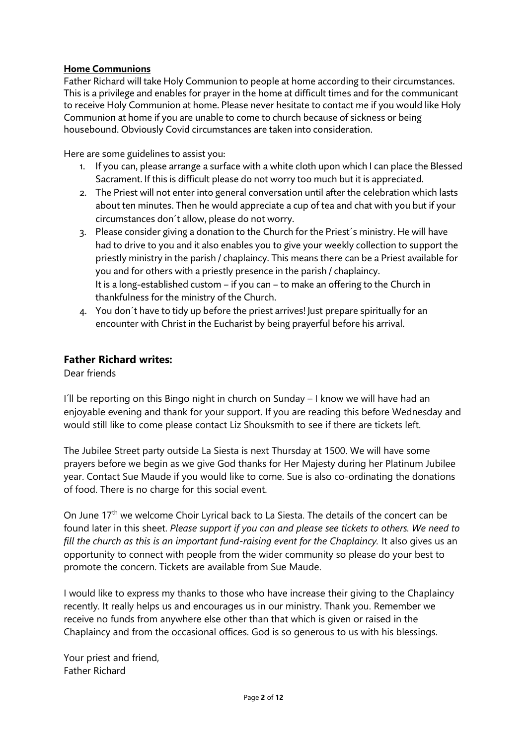**Home Communions**

Father Richard will take Holy Communion to people at home according to their circumstances. This is a privilege and enables for prayer in the home at difficult times and for the communicant to receive Holy Communion at home. Please never hesitate to contact me if you would like Holy Communion at home if you are unable to come to church because of sickness or being housebound. Obviously Covid circumstances are taken into consideration.

Here are some guidelines to assist you:

1. If you can, please arrange a surface with a white cloth upon which I can place the Blessed Sacrament. If this is difficult please do not worry too much but it is appreciated.
2. The Priest will not enter into general conversation until after the celebration which lasts about ten minutes. Then he would appreciate a cup of tea and chat with you but if your circumstances don´t allow, please do not worry.
3. Please consider giving a donation to the Church for the Priest´s ministry. He will have had to drive to you and it also enables you to give your weekly collection to support the priestly ministry in the parish / chaplaincy. This means there can be a Priest available for you and for others with a priestly presence in the parish / chaplaincy.
   It is a long-established custom – if you can – to make an offering to the Church in thankfulness for the ministry of the Church.
4. You don´t have to tidy up before the priest arrives! Just prepare spiritually for an encounter with Christ in the Eucharist by being prayerful before his arrival.

## Father Richard writes:

Dear friends

I´ll be reporting on this Bingo night in church on Sunday – I know we will have had an enjoyable evening and thank for your support. If you are reading this before Wednesday and would still like to come please contact Liz Shouksmith to see if there are tickets left.

The Jubilee Street party outside La Siesta is next Thursday at 1500. We will have some prayers before we begin as we give God thanks for Her Majesty during her Platinum Jubilee year. Contact Sue Maude if you would like to come. Sue is also co-ordinating the donations of food. There is no charge for this social event.

On June 17th we welcome Choir Lyrical back to La Siesta. The details of the concert can be found later in this sheet. *Please support if you can and please see tickets to others. We need to fill the church as this is an important fund-raising event for the Chaplaincy.* It also gives us an opportunity to connect with people from the wider community so please do your best to promote the concern. Tickets are available from Sue Maude.

I would like to express my thanks to those who have increase their giving to the Chaplaincy recently. It really helps us and encourages us in our ministry. Thank you. Remember we receive no funds from anywhere else other than that which is given or raised in the Chaplaincy and from the occasional offices. God is so generous to us with his blessings.

Your priest and friend,
Father Richard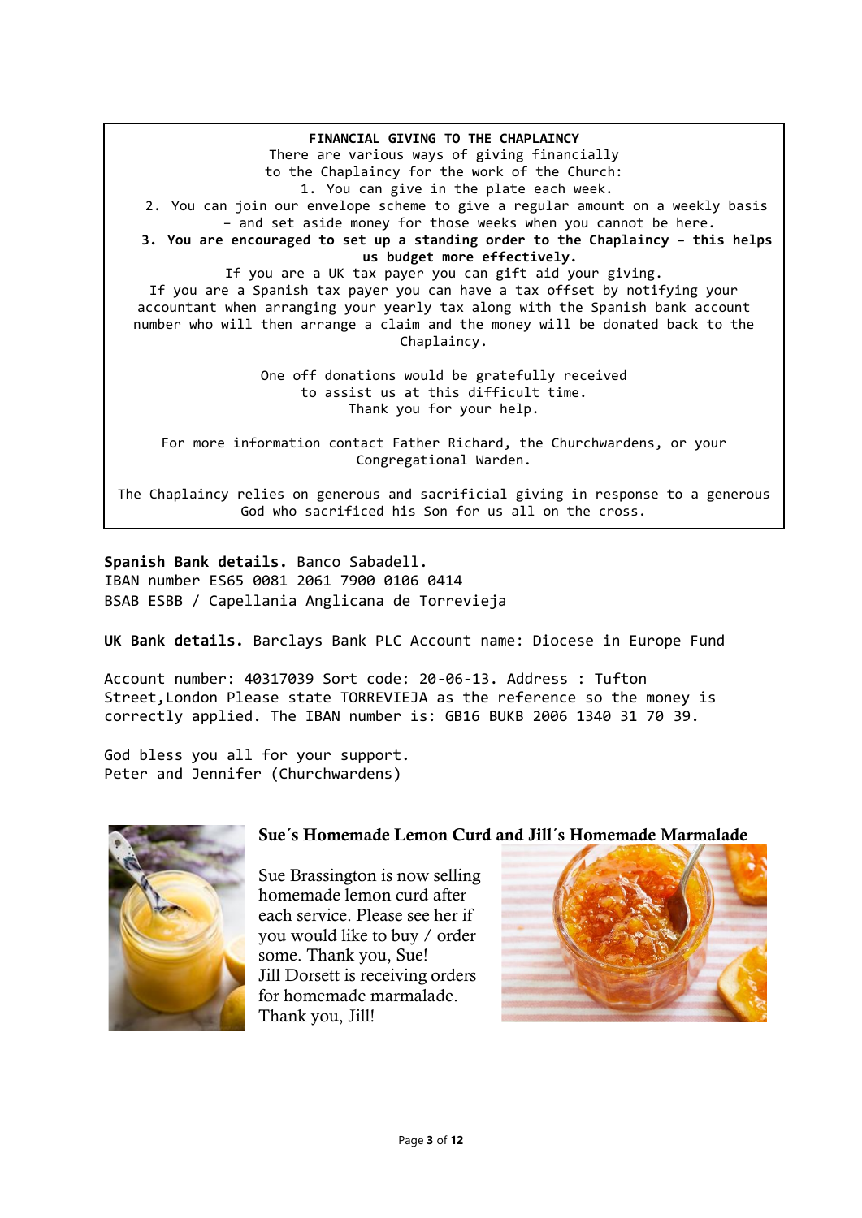## FINANCIAL GIVING TO THE CHAPLAINCY

There are various ways of giving financially to the Chaplaincy for the work of the Church:

1. You can give in the plate each week.
2. You can join our envelope scheme to give a regular amount on a weekly basis – and set aside money for those weeks when you cannot be here.
3. **You are encouraged to set up a standing order to the Chaplaincy – this helps us budget more effectively.**

If you are a UK tax payer you can gift aid your giving.

If you are a Spanish tax payer you can have a tax offset by notifying your accountant when arranging your yearly tax along with the Spanish bank account number who will then arrange a claim and the money will be donated back to the Chaplaincy.

One off donations would be gratefully received to assist us at this difficult time.
Thank you for your help.

For more information contact Father Richard, the Churchwardens, or your Congregational Warden.

The Chaplaincy relies on generous and sacrificial giving in response to a generous God who sacrificed his Son for us all on the cross.

**Spanish Bank details.** Banco Sabadell.
IBAN number ES65 0081 2061 7900 0106 0414
BSAB ESBB / Capellania Anglicana de Torrevieja

**UK Bank details.** Barclays Bank PLC Account name: Diocese in Europe Fund

Account number: 40317039 Sort code: 20-06-13. Address : Tufton Street,London Please state TORREVIEJA as the reference so the money is correctly applied. The IBAN number is: GB16 BUKB 2006 1340 31 70 39.

God bless you all for your support.
Peter and Jennifer (Churchwardens)

## Sue´s Homemade Lemon Curd and Jill´s Homemade Marmalade

Sue Brassington is now selling homemade lemon curd after each service. Please see her if you would like to buy / order some. Thank you, Sue!
Jill Dorsett is receiving orders for homemade marmalade.
Thank you, Jill!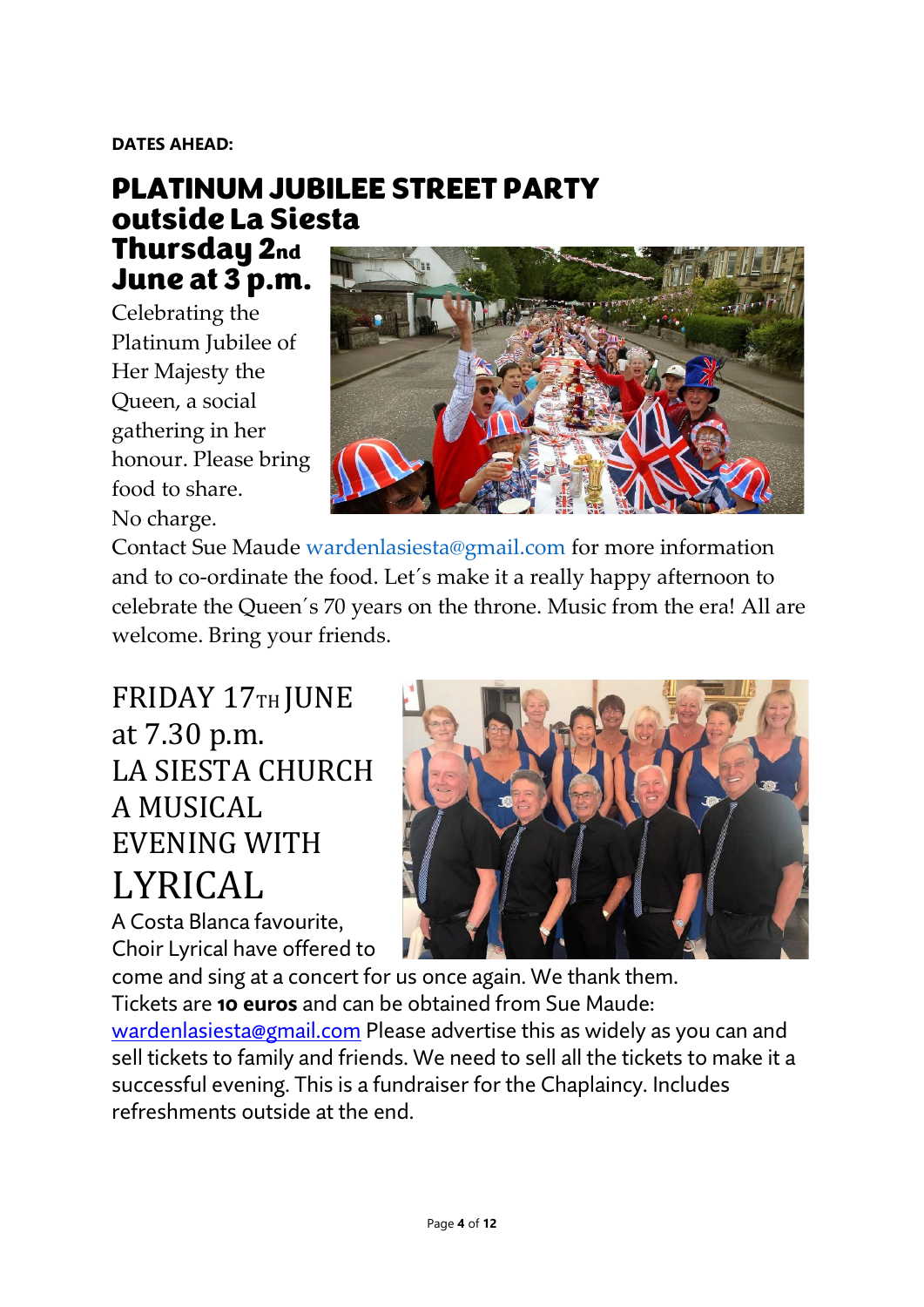**DATES AHEAD:**

# PLATINUM JUBILEE STREET PARTY outside La Siesta Thursday 2nd June at 3 p.m.

Celebrating the Platinum Jubilee of Her Majesty the Queen, a social gathering in her honour. Please bring food to share. No charge.

Contact Sue Maude wardenlasiesta@gmail.com for more information and to co-ordinate the food. Let´s make it a really happy afternoon to celebrate the Queen´s 70 years on the throne. Music from the era! All are welcome. Bring your friends.

## FRIDAY 17TH JUNE at 7.30 p.m. LA SIESTA CHURCH A MUSICAL EVENING WITH LYRICAL

A Costa Blanca favourite, Choir Lyrical have offered to come and sing at a concert for us once again. We thank them. Tickets are **10 euros** and can be obtained from Sue Maude: wardenlasiesta@gmail.com Please advertise this as widely as you can and sell tickets to family and friends. We need to sell all the tickets to make it a successful evening. This is a fundraiser for the Chaplaincy. Includes refreshments outside at the end.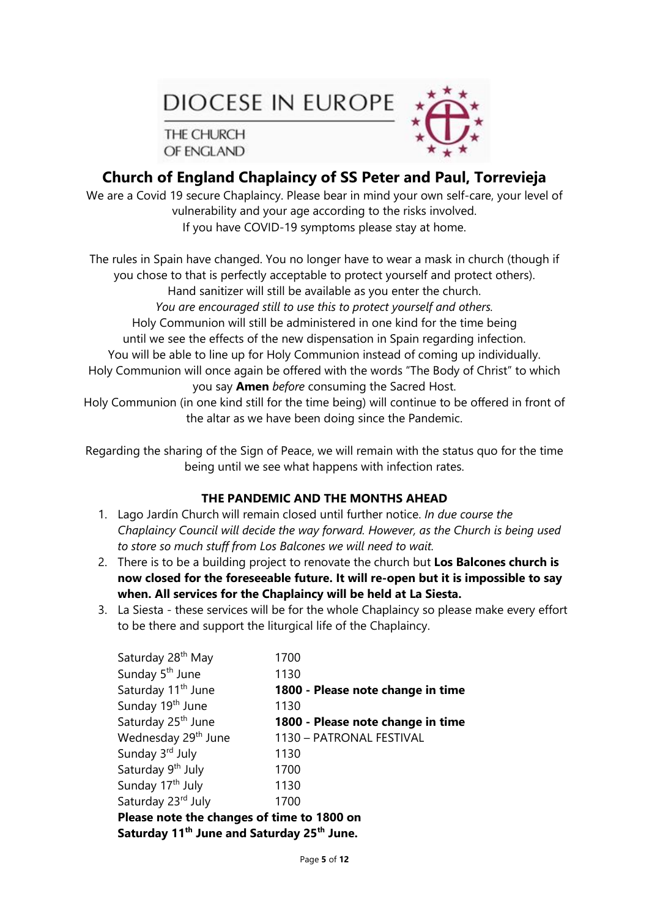DIOCESE IN EUROPE

THE CHURCH OF ENGLAND

## Church of England Chaplaincy of SS Peter and Paul, Torrevieja

We are a Covid 19 secure Chaplaincy. Please bear in mind your own self-care, your level of vulnerability and your age according to the risks involved.
If you have COVID-19 symptoms please stay at home.

The rules in Spain have changed. You no longer have to wear a mask in church (though if you chose to that is perfectly acceptable to protect yourself and protect others).
Hand sanitizer will still be available as you enter the church.
*You are encouraged still to use this to protect yourself and others.*
Holy Communion will still be administered in one kind for the time being until we see the effects of the new dispensation in Spain regarding infection.
You will be able to line up for Holy Communion instead of coming up individually.
Holy Communion will once again be offered with the words "The Body of Christ" to which you say **Amen** *before* consuming the Sacred Host.
Holy Communion (in one kind still for the time being) will continue to be offered in front of the altar as we have been doing since the Pandemic.

Regarding the sharing of the Sign of Peace, we will remain with the status quo for the time being until we see what happens with infection rates.

### THE PANDEMIC AND THE MONTHS AHEAD

1. Lago Jardín Church will remain closed until further notice. *In due course the Chaplaincy Council will decide the way forward. However, as the Church is being used to store so much stuff from Los Balcones we will need to wait.*
2. There is to be a building project to renovate the church but **Los Balcones church is now closed for the foreseeable future. It will re-open but it is impossible to say when. All services for the Chaplaincy will be held at La Siesta.**
3. La Siesta - these services will be for the whole Chaplaincy so please make every effort to be there and support the liturgical life of the Chaplaincy.

| | |
|---|---|
| Saturday 28th May | 1700 |
| Sunday 5th June | 1130 |
| Saturday 11th June | **1800 - Please note change in time** |
| Sunday 19th June | 1130 |
| Saturday 25th June | **1800 - Please note change in time** |
| Wednesday 29th June | 1130 – PATRONAL FESTIVAL |
| Sunday 3rd July | 1130 |
| Saturday 9th July | 1700 |
| Sunday 17th July | 1130 |
| Saturday 23rd July | 1700 |

**Please note the changes of time to 1800 on Saturday 11th June and Saturday 25th June.**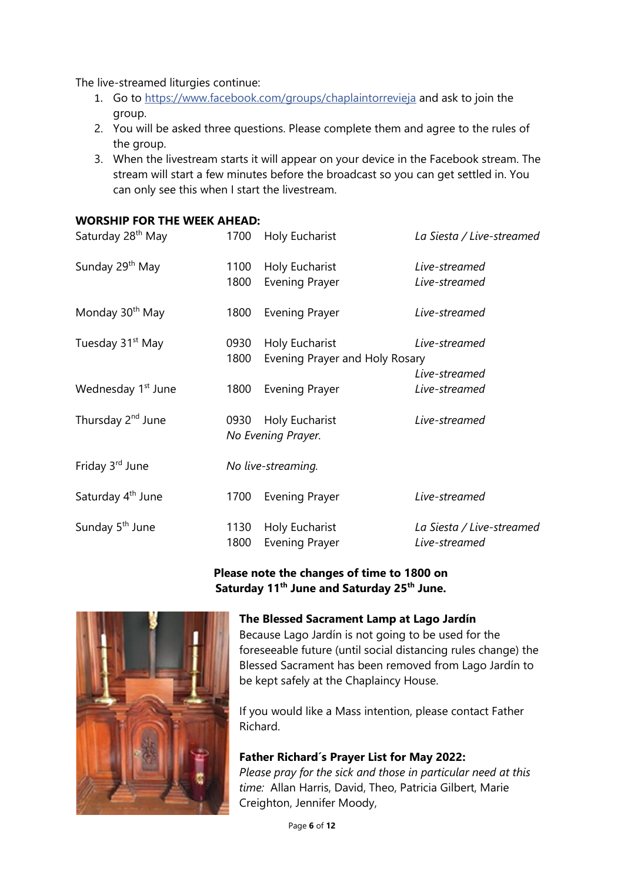The live-streamed liturgies continue:

1. Go to [https://www.facebook.com/groups/chaplaintorrevieja](https://www.facebook.com/groups/chaplaintorrevieja) and ask to join the group.
2. You will be asked three questions. Please complete them and agree to the rules of the group.
3. When the livestream starts it will appear on your device in the Facebook stream. The stream will start a few minutes before the broadcast so you can get settled in. You can only see this when I start the livestream.

**WORSHIP FOR THE WEEK AHEAD:**

| | | | |
|---|---|---|---|
| Saturday 28th May | 1700 | Holy Eucharist | *La Siesta / Live-streamed* |
| Sunday 29th May | 1100 | Holy Eucharist | *Live-streamed* |
| | 1800 | Evening Prayer | *Live-streamed* |
| Monday 30th May | 1800 | Evening Prayer | *Live-streamed* |
| Tuesday 31st May | 0930 | Holy Eucharist | *Live-streamed* |
| | 1800 | Evening Prayer and Holy Rosary | *Live-streamed* |
| Wednesday 1st June | 1800 | Evening Prayer | *Live-streamed* |
| Thursday 2nd June | 0930 | Holy Eucharist | *Live-streamed* |
| | *No Evening Prayer.* | | |
| Friday 3rd June | *No live-streaming.* | | |
| Saturday 4th June | 1700 | Evening Prayer | *Live-streamed* |
| Sunday 5th June | 1130 | Holy Eucharist | *La Siesta / Live-streamed* |
| | 1800 | Evening Prayer | *Live-streamed* |

**Please note the changes of time to 1800 on Saturday 11th June and Saturday 25th June.**

**The Blessed Sacrament Lamp at Lago Jardín**

Because Lago Jardín is not going to be used for the foreseeable future (until social distancing rules change) the Blessed Sacrament has been removed from Lago Jardín to be kept safely at the Chaplaincy House.

If you would like a Mass intention, please contact Father Richard.

**Father Richard´s Prayer List for May 2022:**

*Please pray for the sick and those in particular need at this time:* Allan Harris, David, Theo, Patricia Gilbert, Marie Creighton, Jennifer Moody,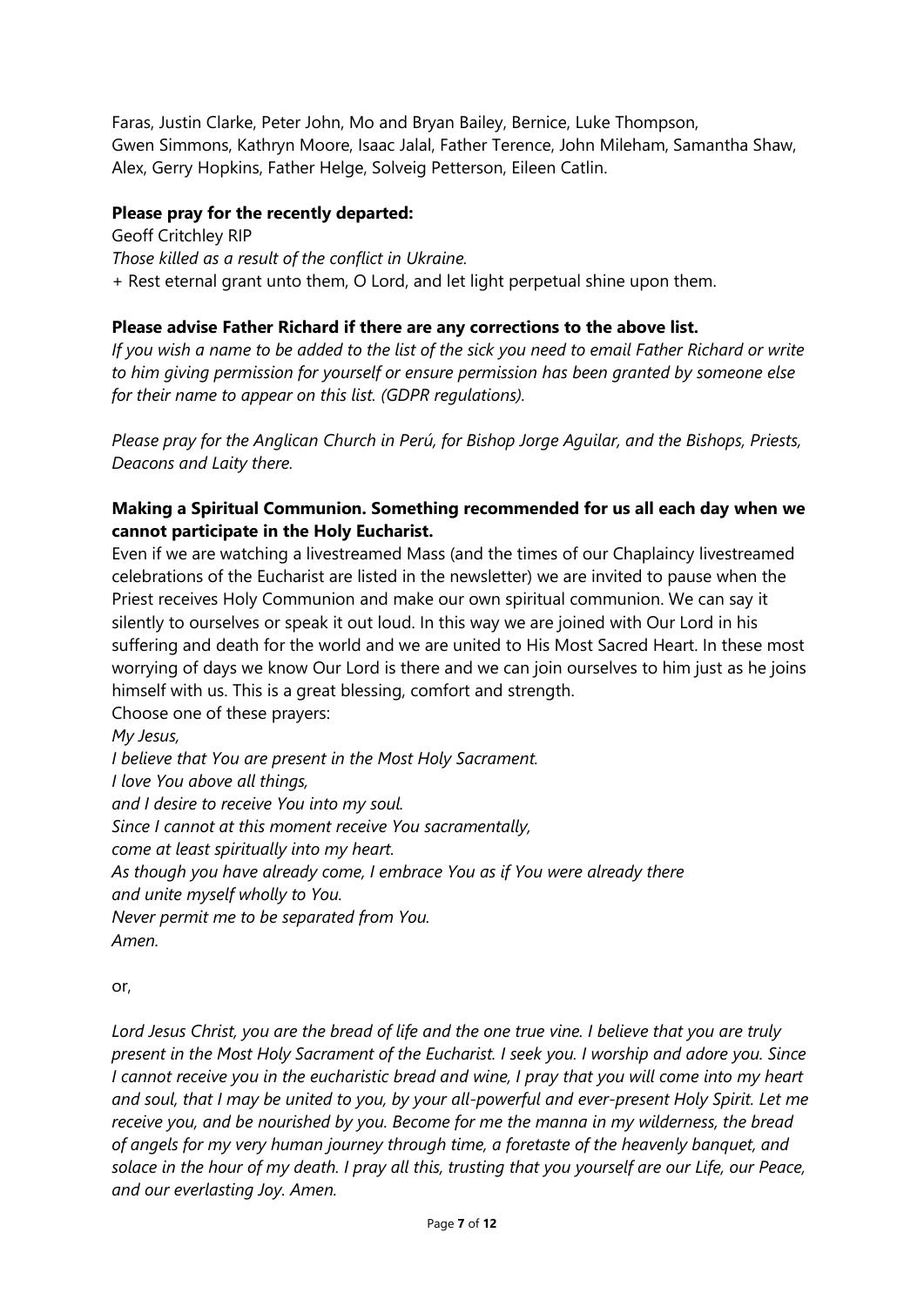Faras, Justin Clarke, Peter John, Mo and Bryan Bailey, Bernice, Luke Thompson, Gwen Simmons, Kathryn Moore, Isaac Jalal, Father Terence, John Mileham, Samantha Shaw, Alex, Gerry Hopkins, Father Helge, Solveig Petterson, Eileen Catlin.

**Please pray for the recently departed:**

Geoff Critchley RIP

*Those killed as a result of the conflict in Ukraine.*

+ Rest eternal grant unto them, O Lord, and let light perpetual shine upon them.

**Please advise Father Richard if there are any corrections to the above list.**

*If you wish a name to be added to the list of the sick you need to email Father Richard or write to him giving permission for yourself or ensure permission has been granted by someone else for their name to appear on this list. (GDPR regulations).*

*Please pray for the Anglican Church in Perú, for Bishop Jorge Aguilar, and the Bishops, Priests, Deacons and Laity there.*

**Making a Spiritual Communion. Something recommended for us all each day when we cannot participate in the Holy Eucharist.**

Even if we are watching a livestreamed Mass (and the times of our Chaplaincy livestreamed celebrations of the Eucharist are listed in the newsletter) we are invited to pause when the Priest receives Holy Communion and make our own spiritual communion. We can say it silently to ourselves or speak it out loud. In this way we are joined with Our Lord in his suffering and death for the world and we are united to His Most Sacred Heart. In these most worrying of days we know Our Lord is there and we can join ourselves to him just as he joins himself with us. This is a great blessing, comfort and strength.

Choose one of these prayers:

*My Jesus,*
*I believe that You are present in the Most Holy Sacrament.*
*I love You above all things,*
*and I desire to receive You into my soul.*
*Since I cannot at this moment receive You sacramentally,*
*come at least spiritually into my heart.*
*As though you have already come, I embrace You as if You were already there*
*and unite myself wholly to You.*
*Never permit me to be separated from You.*
*Amen.*

or,

*Lord Jesus Christ, you are the bread of life and the one true vine. I believe that you are truly present in the Most Holy Sacrament of the Eucharist. I seek you. I worship and adore you. Since I cannot receive you in the eucharistic bread and wine, I pray that you will come into my heart and soul, that I may be united to you, by your all-powerful and ever-present Holy Spirit. Let me receive you, and be nourished by you. Become for me the manna in my wilderness, the bread of angels for my very human journey through time, a foretaste of the heavenly banquet, and solace in the hour of my death. I pray all this, trusting that you yourself are our Life, our Peace, and our everlasting Joy. Amen.*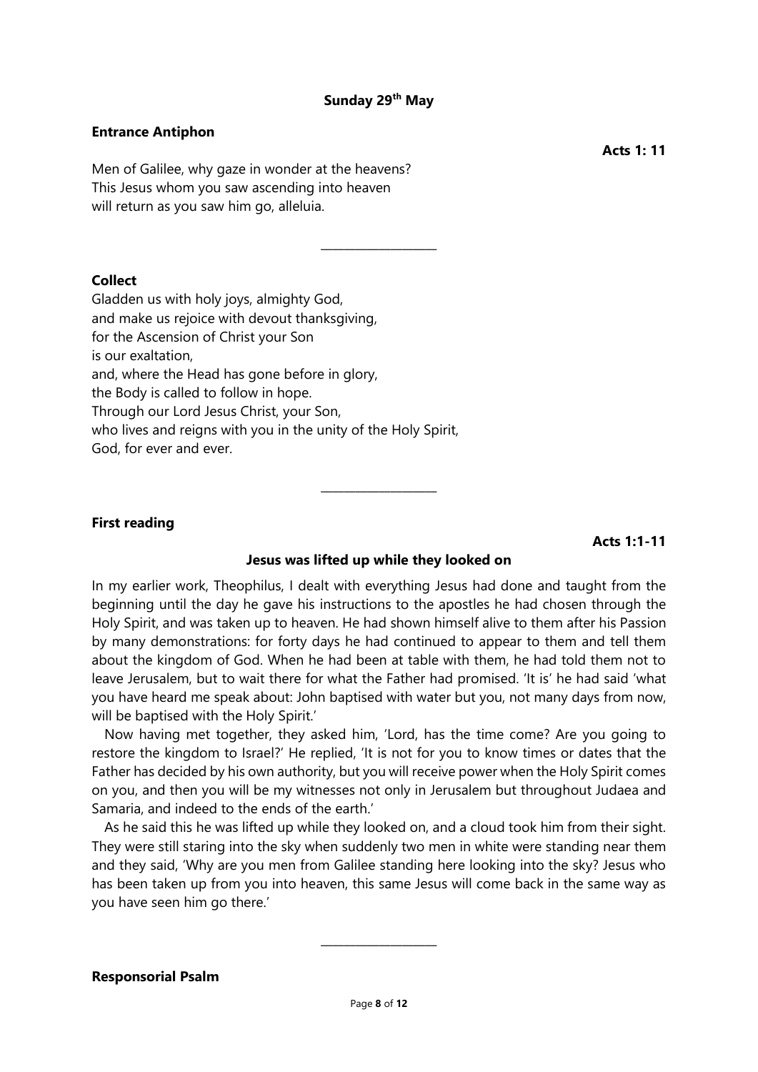**Sunday 29th May**

**Entrance Antiphon**

**Acts 1: 11**

Men of Galilee, why gaze in wonder at the heavens?
This Jesus whom you saw ascending into heaven
will return as you saw him go, alleluia.

---

**Collect**

Gladden us with holy joys, almighty God,
and make us rejoice with devout thanksgiving,
for the Ascension of Christ your Son
is our exaltation,
and, where the Head has gone before in glory,
the Body is called to follow in hope.
Through our Lord Jesus Christ, your Son,
who lives and reigns with you in the unity of the Holy Spirit,
God, for ever and ever.

---

**First reading**

**Acts 1:1-11**

**Jesus was lifted up while they looked on**

In my earlier work, Theophilus, I dealt with everything Jesus had done and taught from the beginning until the day he gave his instructions to the apostles he had chosen through the Holy Spirit, and was taken up to heaven. He had shown himself alive to them after his Passion by many demonstrations: for forty days he had continued to appear to them and tell them about the kingdom of God. When he had been at table with them, he had told them not to leave Jerusalem, but to wait there for what the Father had promised. 'It is' he had said 'what you have heard me speak about: John baptised with water but you, not many days from now, will be baptised with the Holy Spirit.'

Now having met together, they asked him, 'Lord, has the time come? Are you going to restore the kingdom to Israel?' He replied, 'It is not for you to know times or dates that the Father has decided by his own authority, but you will receive power when the Holy Spirit comes on you, and then you will be my witnesses not only in Jerusalem but throughout Judaea and Samaria, and indeed to the ends of the earth.'

As he said this he was lifted up while they looked on, and a cloud took him from their sight. They were still staring into the sky when suddenly two men in white were standing near them and they said, 'Why are you men from Galilee standing here looking into the sky? Jesus who has been taken up from you into heaven, this same Jesus will come back in the same way as you have seen him go there.'

---

**Responsorial Psalm**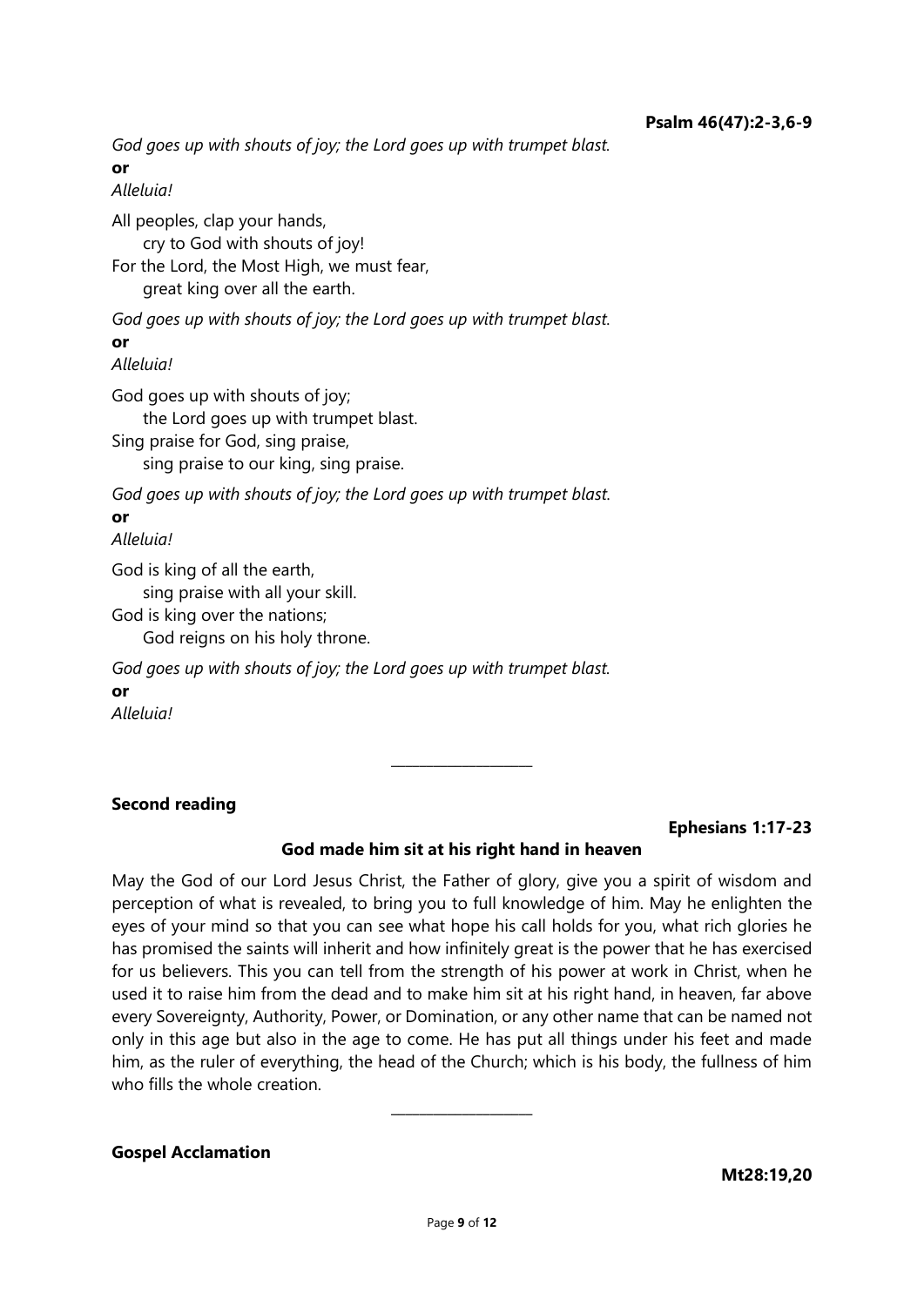**Psalm 46(47):2-3,6-9**

*God goes up with shouts of joy; the Lord goes up with trumpet blast.*
**or**
*Alleluia!*

All peoples, clap your hands,
cry to God with shouts of joy!
For the Lord, the Most High, we must fear,
great king over all the earth.

*God goes up with shouts of joy; the Lord goes up with trumpet blast.*
**or**
*Alleluia!*

God goes up with shouts of joy;
the Lord goes up with trumpet blast.
Sing praise for God, sing praise,
sing praise to our king, sing praise.

*God goes up with shouts of joy; the Lord goes up with trumpet blast.*
**or**
*Alleluia!*

God is king of all the earth,
sing praise with all your skill.
God is king over the nations;
God reigns on his holy throne.

*God goes up with shouts of joy; the Lord goes up with trumpet blast.*
**or**
*Alleluia!*

---

**Second reading**

**Ephesians 1:17-23**

**God made him sit at his right hand in heaven**

May the God of our Lord Jesus Christ, the Father of glory, give you a spirit of wisdom and perception of what is revealed, to bring you to full knowledge of him. May he enlighten the eyes of your mind so that you can see what hope his call holds for you, what rich glories he has promised the saints will inherit and how infinitely great is the power that he has exercised for us believers. This you can tell from the strength of his power at work in Christ, when he used it to raise him from the dead and to make him sit at his right hand, in heaven, far above every Sovereignty, Authority, Power, or Domination, or any other name that can be named not only in this age but also in the age to come. He has put all things under his feet and made him, as the ruler of everything, the head of the Church; which is his body, the fullness of him who fills the whole creation.

---

**Gospel Acclamation**

**Mt28:19,20**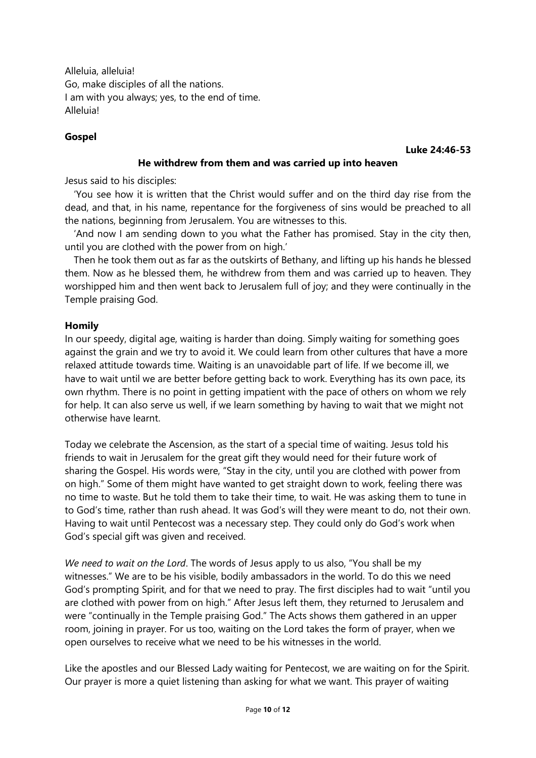Alleluia, alleluia!
Go, make disciples of all the nations.
I am with you always; yes, to the end of time.
Alleluia!

**Gospel**

**Luke 24:46-53**

**He withdrew from them and was carried up into heaven**

Jesus said to his disciples:

'You see how it is written that the Christ would suffer and on the third day rise from the dead, and that, in his name, repentance for the forgiveness of sins would be preached to all the nations, beginning from Jerusalem. You are witnesses to this.

'And now I am sending down to you what the Father has promised. Stay in the city then, until you are clothed with the power from on high.'

Then he took them out as far as the outskirts of Bethany, and lifting up his hands he blessed them. Now as he blessed them, he withdrew from them and was carried up to heaven. They worshipped him and then went back to Jerusalem full of joy; and they were continually in the Temple praising God.

**Homily**

In our speedy, digital age, waiting is harder than doing. Simply waiting for something goes against the grain and we try to avoid it. We could learn from other cultures that have a more relaxed attitude towards time. Waiting is an unavoidable part of life. If we become ill, we have to wait until we are better before getting back to work. Everything has its own pace, its own rhythm. There is no point in getting impatient with the pace of others on whom we rely for help. It can also serve us well, if we learn something by having to wait that we might not otherwise have learnt.

Today we celebrate the Ascension, as the start of a special time of waiting. Jesus told his friends to wait in Jerusalem for the great gift they would need for their future work of sharing the Gospel. His words were, "Stay in the city, until you are clothed with power from on high." Some of them might have wanted to get straight down to work, feeling there was no time to waste. But he told them to take their time, to wait. He was asking them to tune in to God's time, rather than rush ahead. It was God's will they were meant to do, not their own. Having to wait until Pentecost was a necessary step. They could only do God's work when God's special gift was given and received.

*We need to wait on the Lord*. The words of Jesus apply to us also, "You shall be my witnesses." We are to be his visible, bodily ambassadors in the world. To do this we need God's prompting Spirit, and for that we need to pray. The first disciples had to wait "until you are clothed with power from on high." After Jesus left them, they returned to Jerusalem and were "continually in the Temple praising God." The Acts shows them gathered in an upper room, joining in prayer. For us too, waiting on the Lord takes the form of prayer, when we open ourselves to receive what we need to be his witnesses in the world.

Like the apostles and our Blessed Lady waiting for Pentecost, we are waiting on for the Spirit. Our prayer is more a quiet listening than asking for what we want. This prayer of waiting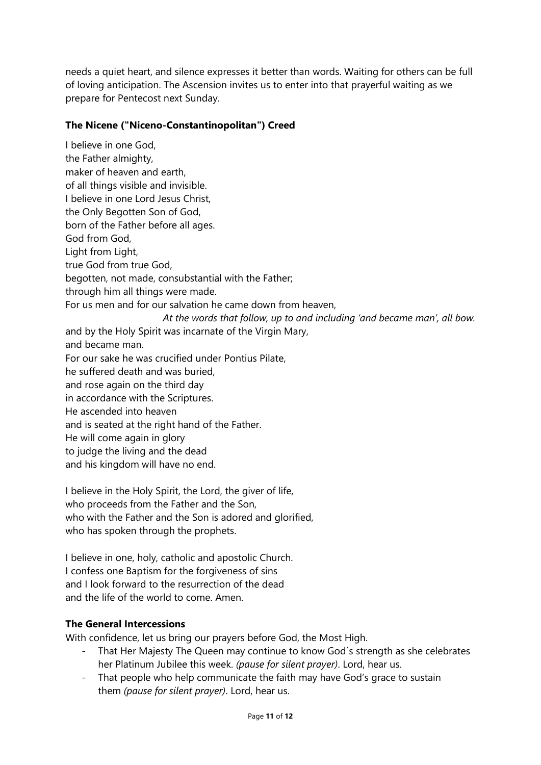needs a quiet heart, and silence expresses it better than words. Waiting for others can be full of loving anticipation. The Ascension invites us to enter into that prayerful waiting as we prepare for Pentecost next Sunday.

**The Nicene ("Niceno-Constantinopolitan") Creed**

I believe in one God,
the Father almighty,
maker of heaven and earth,
of all things visible and invisible.
I believe in one Lord Jesus Christ,
the Only Begotten Son of God,
born of the Father before all ages.
God from God,
Light from Light,
true God from true God,
begotten, not made, consubstantial with the Father;
through him all things were made.
For us men and for our salvation he came down from heaven,

*At the words that follow, up to and including 'and became man', all bow.*

and by the Holy Spirit was incarnate of the Virgin Mary,
and became man.
For our sake he was crucified under Pontius Pilate,
he suffered death and was buried,
and rose again on the third day
in accordance with the Scriptures.
He ascended into heaven
and is seated at the right hand of the Father.
He will come again in glory
to judge the living and the dead
and his kingdom will have no end.

I believe in the Holy Spirit, the Lord, the giver of life,
who proceeds from the Father and the Son,
who with the Father and the Son is adored and glorified,
who has spoken through the prophets.

I believe in one, holy, catholic and apostolic Church.
I confess one Baptism for the forgiveness of sins
and I look forward to the resurrection of the dead
and the life of the world to come. Amen.

**The General Intercessions**

With confidence, let us bring our prayers before God, the Most High.

- That Her Majesty The Queen may continue to know God´s strength as she celebrates her Platinum Jubilee this week. *(pause for silent prayer)*. Lord, hear us.
- That people who help communicate the faith may have God's grace to sustain them *(pause for silent prayer)*. Lord, hear us.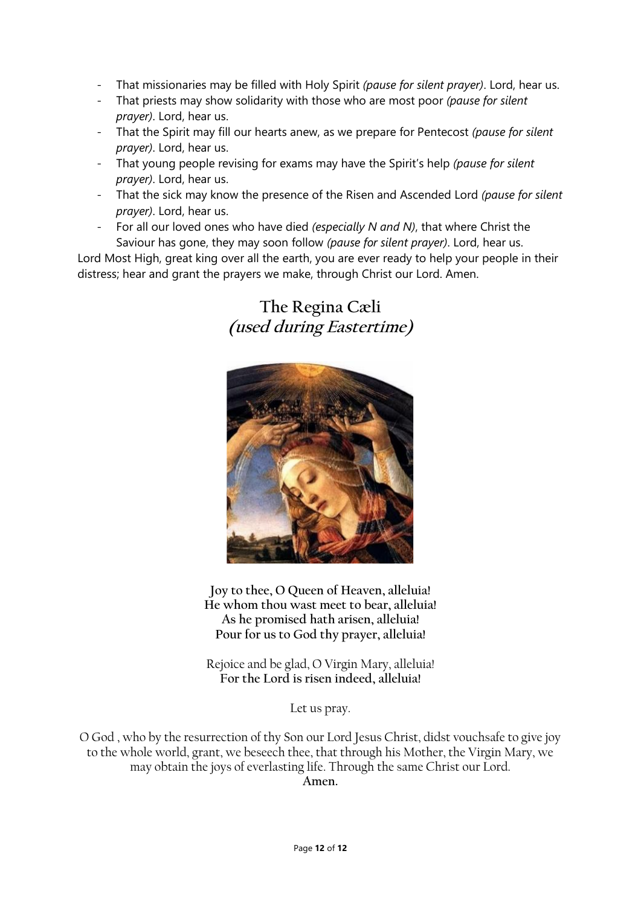- That missionaries may be filled with Holy Spirit *(pause for silent prayer)*. Lord, hear us.
- That priests may show solidarity with those who are most poor *(pause for silent prayer)*. Lord, hear us.
- That the Spirit may fill our hearts anew, as we prepare for Pentecost *(pause for silent prayer)*. Lord, hear us.
- That young people revising for exams may have the Spirit's help *(pause for silent prayer)*. Lord, hear us.
- That the sick may know the presence of the Risen and Ascended Lord *(pause for silent prayer)*. Lord, hear us.
- For all our loved ones who have died *(especially N and N)*, that where Christ the Saviour has gone, they may soon follow *(pause for silent prayer)*. Lord, hear us.

Lord Most High, great king over all the earth, you are ever ready to help your people in their distress; hear and grant the prayers we make, through Christ our Lord. Amen.

## The Regina Cæli
## *(used during Eastertime)*

**Joy to thee, O Queen of Heaven, alleluia!**
**He whom thou wast meet to bear, alleluia!**
**As he promised hath arisen, alleluia!**
**Pour for us to God thy prayer, alleluia!**

Rejoice and be glad, O Virgin Mary, alleluia!
**For the Lord is risen indeed, alleluia!**

Let us pray.

O God , who by the resurrection of thy Son our Lord Jesus Christ, didst vouchsafe to give joy to the whole world, grant, we beseech thee, that through his Mother, the Virgin Mary, we may obtain the joys of everlasting life. Through the same Christ our Lord.
**Amen.**